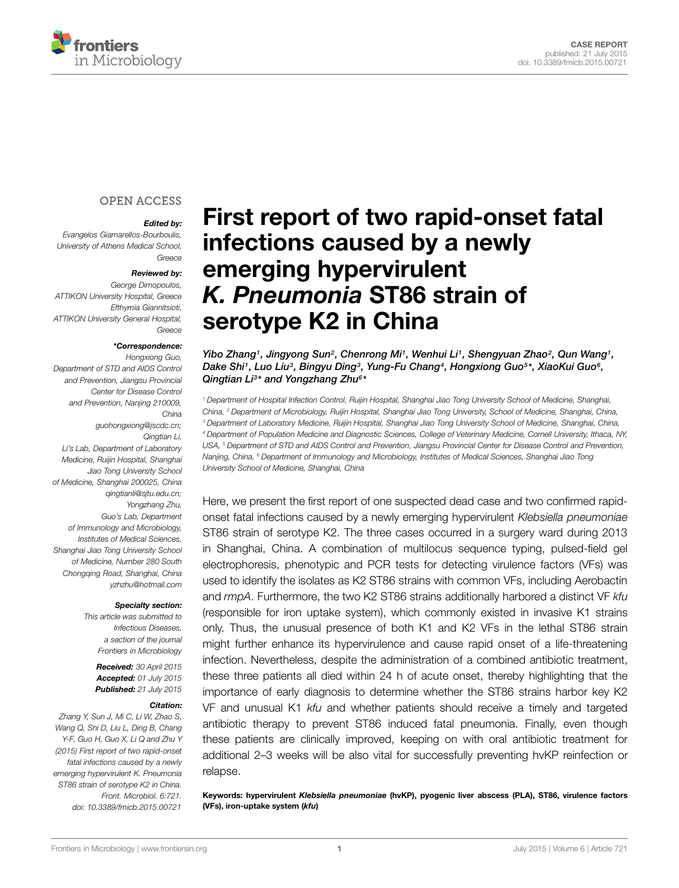CASE REPORT
published: 21 July 2015
doi: 10.3389/fmicb.2015.00721

# First report of two rapid-onset fatal infections caused by a newly emerging hypervirulent *K. Pneumonia* ST86 strain of serotype K2 in China

*Yibo Zhang[1], Jingyong Sun[2], Chenrong Mi[1], Wenhui Li[1], Shengyuan Zhao[2], Qun Wang[1], Dake Shi[1], Luo Liu[3], Bingyu Ding[3], Yung-Fu Chang[4], Hongxiong Guo[5]\*, XiaoKui Guo[6], Qingtian Li[3]\* and Yongzhang Zhu[6]\**

[1] Department of Hospital Infection Control, Ruijin Hospital, Shanghai Jiao Tong University School of Medicine, Shanghai, China, [2] Department of Microbiology, Ruijin Hospital, Shanghai Jiao Tong University, School of Medicine, Shanghai, China, [3] Department of Laboratory Medicine, Ruijin Hospital, Shanghai Jiao Tong University School of Medicine, Shanghai, China, [4] Department of Population Medicine and Diagnostic Sciences, College of Veterinary Medicine, Cornell University, Ithaca, NY, USA, [5] Department of STD and AIDS Control and Prevention, Jiangsu Provincial Center for Disease Control and Prevention, Nanjing, China, [6] Department of Immunology and Microbiology, Institutes of Medical Sciences, Shanghai Jiao Tong University School of Medicine, Shanghai, China

OPEN ACCESS

***Edited by:***
*Evangelos Giamarellos-Bourboulis, University of Athens Medical School, Greece*

***Reviewed by:***
*George Dimopoulos, ATTIKON University Hospital, Greece*
*Efthymia Giannitsioti, ATTIKON University General Hospital, Greece*

***\*Correspondence:***
*Hongxiong Guo, Department of STD and AIDS Control and Prevention, Jiangsu Provincial Center for Disease Control and Prevention, Nanjing 210009, China guohongxiong@jscdc.cn;*
*Qingtian Li, Li's Lab, Department of Laboratory Medicine, Ruijin Hospital, Shanghai Jiao Tong University School of Medicine, Shanghai 200025, China qingtianli@sjtu.edu.cn;*
*Yongzhang Zhu, Guo's Lab, Department of Immunology and Microbiology, Institutes of Medical Sciences, Shanghai Jiao Tong University School of Medicine, Number 280 South Chongqing Road, Shanghai, China yzhzhu@hotmail.com*

***Specialty section:***
*This article was submitted to Infectious Diseases, a section of the journal Frontiers in Microbiology*

***Received:*** *30 April 2015*
***Accepted:*** *01 July 2015*
***Published:*** *21 July 2015*

***Citation:***
*Zhang Y, Sun J, Mi C, Li W, Zhao S, Wang Q, Shi D, Liu L, Ding B, Chang Y-F, Guo H, Guo X, Li Q and Zhu Y (2015) First report of two rapid-onset fatal infections caused by a newly emerging hypervirulent K. Pneumonia ST86 strain of serotype K2 in China. Front. Microbiol. 6:721. doi: 10.3389/fmicb.2015.00721*

Here, we present the first report of one suspected dead case and two confirmed rapid-onset fatal infections caused by a newly emerging hypervirulent *Klebsiella pneumoniae* ST86 strain of serotype K2. The three cases occurred in a surgery ward during 2013 in Shanghai, China. A combination of multilocus sequence typing, pulsed-field gel electrophoresis, phenotypic and PCR tests for detecting virulence factors (VFs) was used to identify the isolates as K2 ST86 strains with common VFs, including Aerobactin and *rmpA*. Furthermore, the two K2 ST86 strains additionally harbored a distinct VF *kfu* (responsible for iron uptake system), which commonly existed in invasive K1 strains only. Thus, the unusual presence of both K1 and K2 VFs in the lethal ST86 strain might further enhance its hypervirulence and cause rapid onset of a life-threatening infection. Nevertheless, despite the administration of a combined antibiotic treatment, these three patients all died within 24 h of acute onset, thereby highlighting that the importance of early diagnosis to determine whether the ST86 strains harbor key K2 VF and unusual K1 *kfu* and whether patients should receive a timely and targeted antibiotic therapy to prevent ST86 induced fatal pneumonia. Finally, even though these patients are clinically improved, keeping on with oral antibiotic treatment for additional 2–3 weeks will be also vital for successfully preventing hvKP reinfection or relapse.

**Keywords: hypervirulent *Klebsiella pneumoniae* (hvKP), pyogenic liver abscess (PLA), ST86, virulence factors (VFs), iron-uptake system (*kfu*)**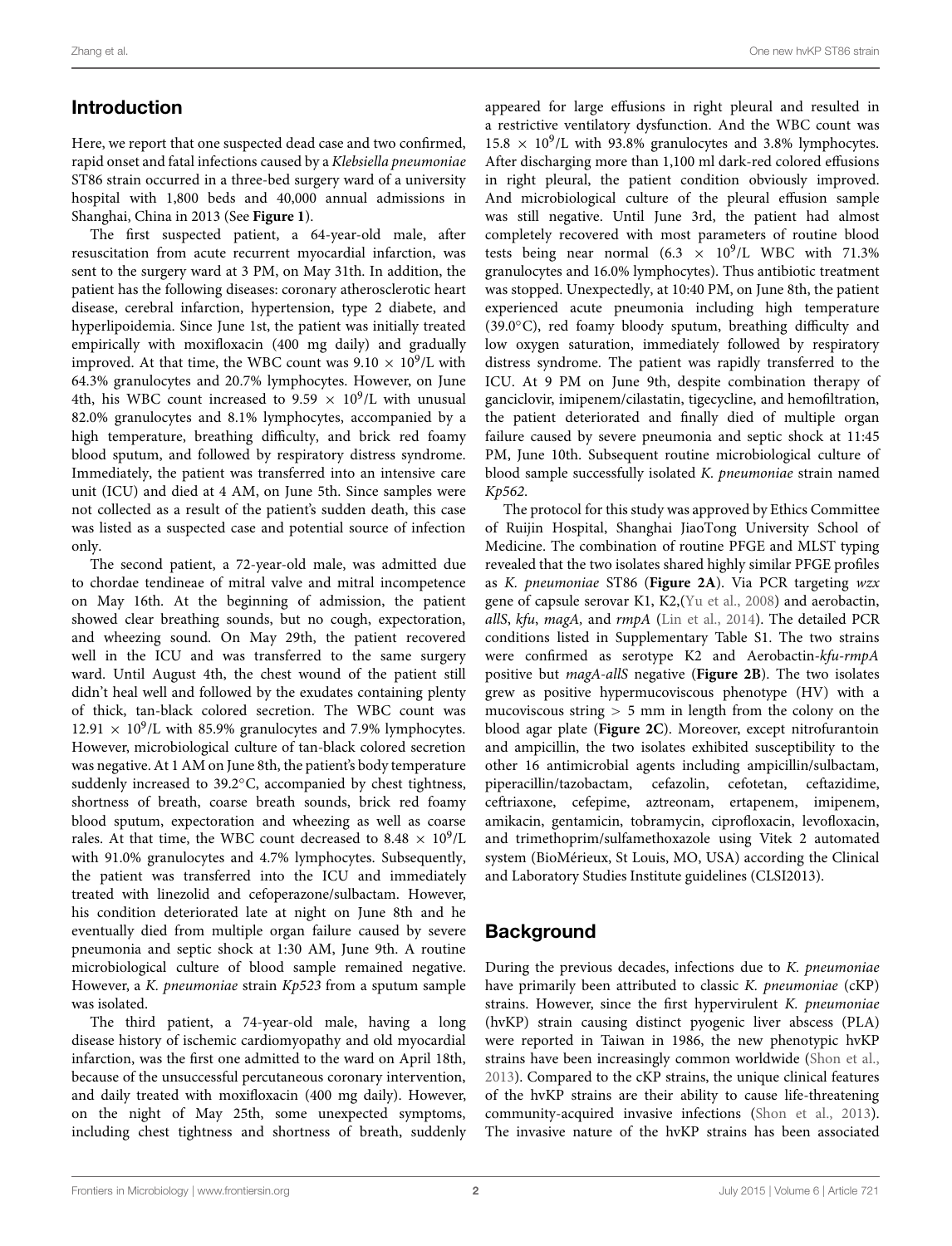## Introduction

Here, we report that one suspected dead case and two confirmed, rapid onset and fatal infections caused by a *Klebsiella pneumoniae* ST86 strain occurred in a three-bed surgery ward of a university hospital with 1,800 beds and 40,000 annual admissions in Shanghai, China in 2013 (See **Figure 1**).

The first suspected patient, a 64-year-old male, after resuscitation from acute recurrent myocardial infarction, was sent to the surgery ward at 3 PM, on May 31th. In addition, the patient has the following diseases: coronary atherosclerotic heart disease, cerebral infarction, hypertension, type 2 diabete, and hyperlipoidemia. Since June 1st, the patient was initially treated empirically with moxifloxacin (400 mg daily) and gradually improved. At that time, the WBC count was $9.10 \times 10^9$/L with 64.3% granulocytes and 20.7% lymphocytes. However, on June 4th, his WBC count increased to $9.59 \times 10^9$/L with unusual 82.0% granulocytes and 8.1% lymphocytes, accompanied by a high temperature, breathing difficulty, and brick red foamy blood sputum, and followed by respiratory distress syndrome. Immediately, the patient was transferred into an intensive care unit (ICU) and died at 4 AM, on June 5th. Since samples were not collected as a result of the patient's sudden death, this case was listed as a suspected case and potential source of infection only.

The second patient, a 72-year-old male, was admitted due to chordae tendineae of mitral valve and mitral incompetence on May 16th. At the beginning of admission, the patient showed clear breathing sounds, but no cough, expectoration, and wheezing sound. On May 29th, the patient recovered well in the ICU and was transferred to the same surgery ward. Until August 4th, the chest wound of the patient still didn't heal well and followed by the exudates containing plenty of thick, tan-black colored secretion. The WBC count was $12.91 \times 10^9$/L with 85.9% granulocytes and 7.9% lymphocytes. However, microbiological culture of tan-black colored secretion was negative. At 1 AM on June 8th, the patient's body temperature suddenly increased to 39.2°C, accompanied by chest tightness, shortness of breath, coarse breath sounds, brick red foamy blood sputum, expectoration and wheezing as well as coarse rales. At that time, the WBC count decreased to $8.48 \times 10^9$/L with 91.0% granulocytes and 4.7% lymphocytes. Subsequently, the patient was transferred into the ICU and immediately treated with linezolid and cefoperazone/sulbactam. However, his condition deteriorated late at night on June 8th and he eventually died from multiple organ failure caused by severe pneumonia and septic shock at 1:30 AM, June 9th. A routine microbiological culture of blood sample remained negative. However, a *K. pneumoniae* strain *Kp523* from a sputum sample was isolated.

The third patient, a 74-year-old male, having a long disease history of ischemic cardiomyopathy and old myocardial infarction, was the first one admitted to the ward on April 18th, because of the unsuccessful percutaneous coronary intervention, and daily treated with moxifloxacin (400 mg daily). However, on the night of May 25th, some unexpected symptoms, including chest tightness and shortness of breath, suddenly appeared for large effusions in right pleural and resulted in a restrictive ventilatory dysfunction. And the WBC count was $15.8 \times 10^9$/L with 93.8% granulocytes and 3.8% lymphocytes. After discharging more than 1,100 ml dark-red colored effusions in right pleural, the patient condition obviously improved. And microbiological culture of the pleural effusion sample was still negative. Until June 3rd, the patient had almost completely recovered with most parameters of routine blood tests being near normal ($6.3 \times 10^9$/L WBC with 71.3% granulocytes and 16.0% lymphocytes). Thus antibiotic treatment was stopped. Unexpectedly, at 10:40 PM, on June 8th, the patient experienced acute pneumonia including high temperature (39.0°C), red foamy bloody sputum, breathing difficulty and low oxygen saturation, immediately followed by respiratory distress syndrome. The patient was rapidly transferred to the ICU. At 9 PM on June 9th, despite combination therapy of ganciclovir, imipenem/cilastatin, tigecycline, and hemofiltration, the patient deteriorated and finally died of multiple organ failure caused by severe pneumonia and septic shock at 11:45 PM, June 10th. Subsequent routine microbiological culture of blood sample successfully isolated *K. pneumoniae* strain named *Kp562*.

The protocol for this study was approved by Ethics Committee of Ruijin Hospital, Shanghai JiaoTong University School of Medicine. The combination of routine PFGE and MLST typing revealed that the two isolates shared highly similar PFGE profiles as *K. pneumoniae* ST86 (**Figure 2A**). Via PCR targeting *wzx* gene of capsule serovar K1, K2,(Yu et al., 2008) and aerobactin, *allS*, *kfu*, *magA*, and *rmpA* (Lin et al., 2014). The detailed PCR conditions listed in Supplementary Table S1. The two strains were confirmed as serotype K2 and Aerobactin-*kfu*-*rmpA* positive but *magA*-*allS* negative (**Figure 2B**). The two isolates grew as positive hypermucoviscous phenotype (HV) with a mucoviscous string > 5 mm in length from the colony on the blood agar plate (**Figure 2C**). Moreover, except nitrofurantoin and ampicillin, the two isolates exhibited susceptibility to the other 16 antimicrobial agents including ampicillin/sulbactam, piperacillin/tazobactam, cefazolin, cefotetan, ceftazidime, ceftriaxone, cefepime, aztreonam, ertapenem, imipenem, amikacin, gentamicin, tobramycin, ciprofloxacin, levofloxacin, and trimethoprim/sulfamethoxazole using Vitek 2 automated system (BioMérieux, St Louis, MO, USA) according the Clinical and Laboratory Studies Institute guidelines (CLSI2013).

## Background

During the previous decades, infections due to *K. pneumoniae* have primarily been attributed to classic *K. pneumoniae* (cKP) strains. However, since the first hypervirulent *K. pneumoniae* (hvKP) strain causing distinct pyogenic liver abscess (PLA) were reported in Taiwan in 1986, the new phenotypic hvKP strains have been increasingly common worldwide (Shon et al., 2013). Compared to the cKP strains, the unique clinical features of the hvKP strains are their ability to cause life-threatening community-acquired invasive infections (Shon et al., 2013). The invasive nature of the hvKP strains has been associated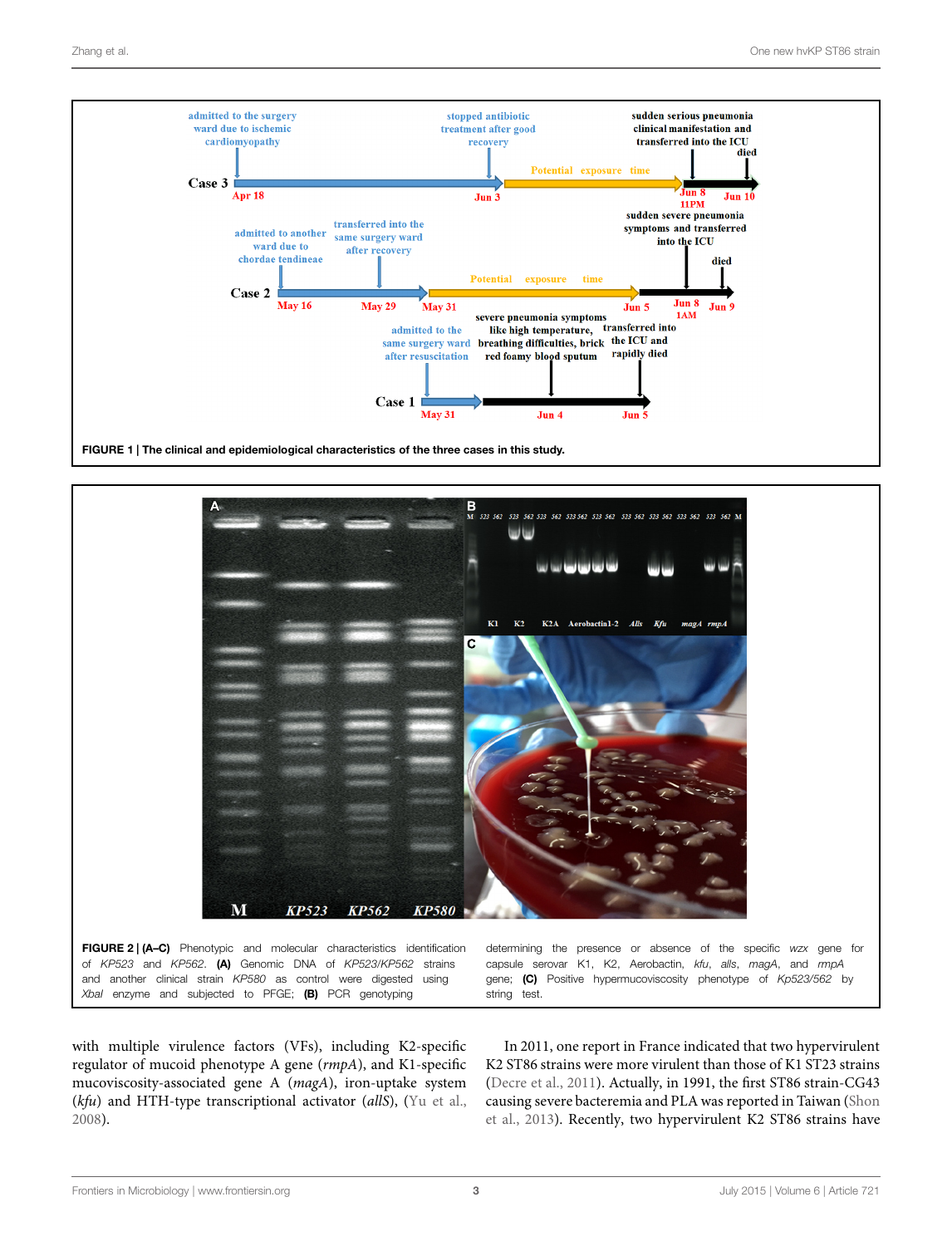**FIGURE 1 | The clinical and epidemiological characteristics of the three cases in this study.**

**FIGURE 2 | (A–C)** Phenotypic and molecular characteristics identification of *KP523* and *KP562*. **(A)** Genomic DNA of *KP523/KP562* strains and another clinical strain *KP580* as control were digested using *XbaI* enzyme and subjected to PFGE; **(B)** PCR genotyping determining the presence or absence of the specific *wzx* gene for capsule serovar K1, K2, Aerobactin, *kfu*, *alls*, *magA*, and *rmpA* gene; **(C)** Positive hypermucoviscosity phenotype of *Kp523/562* by string test.

with multiple virulence factors (VFs), including K2-specific regulator of mucoid phenotype A gene (*rmpA*), and K1-specific mucoviscosity-associated gene A (*magA*), iron-uptake system (*kfu*) and HTH-type transcriptional activator (*allS*), (Yu et al., 2008).

In 2011, one report in France indicated that two hypervirulent K2 ST86 strains were more virulent than those of K1 ST23 strains (Decre et al., 2011). Actually, in 1991, the first ST86 strain-CG43 causing severe bacteremia and PLA was reported in Taiwan (Shon et al., 2013). Recently, two hypervirulent K2 ST86 strains have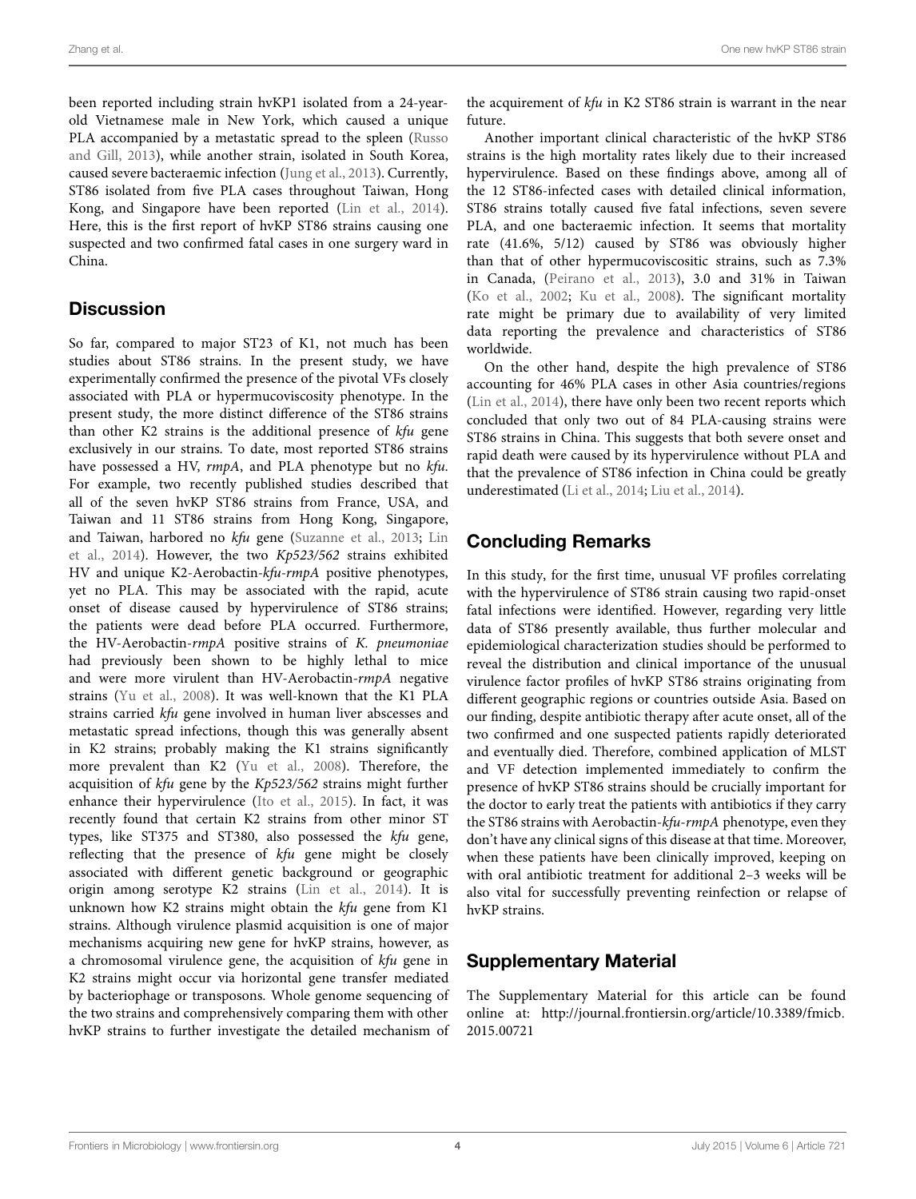been reported including strain hvKP1 isolated from a 24-year-old Vietnamese male in New York, which caused a unique PLA accompanied by a metastatic spread to the spleen (Russo and Gill, 2013), while another strain, isolated in South Korea, caused severe bacteraemic infection (Jung et al., 2013). Currently, ST86 isolated from five PLA cases throughout Taiwan, Hong Kong, and Singapore have been reported (Lin et al., 2014). Here, this is the first report of hvKP ST86 strains causing one suspected and two confirmed fatal cases in one surgery ward in China.

## Discussion

So far, compared to major ST23 of K1, not much has been studies about ST86 strains. In the present study, we have experimentally confirmed the presence of the pivotal VFs closely associated with PLA or hypermucoviscosity phenotype. In the present study, the more distinct difference of the ST86 strains than other K2 strains is the additional presence of *kfu* gene exclusively in our strains. To date, most reported ST86 strains have possessed a HV, *rmpA*, and PLA phenotype but no *kfu*. For example, two recently published studies described that all of the seven hvKP ST86 strains from France, USA, and Taiwan and 11 ST86 strains from Hong Kong, Singapore, and Taiwan, harbored no *kfu* gene (Suzanne et al., 2013; Lin et al., 2014). However, the two *Kp523/562* strains exhibited HV and unique K2-Aerobactin-*kfu*-*rmpA* positive phenotypes, yet no PLA. This may be associated with the rapid, acute onset of disease caused by hypervirulence of ST86 strains; the patients were dead before PLA occurred. Furthermore, the HV-Aerobactin-*rmpA* positive strains of *K. pneumoniae* had previously been shown to be highly lethal to mice and were more virulent than HV-Aerobactin-*rmpA* negative strains (Yu et al., 2008). It was well-known that the K1 PLA strains carried *kfu* gene involved in human liver abscesses and metastatic spread infections, though this was generally absent in K2 strains; probably making the K1 strains significantly more prevalent than K2 (Yu et al., 2008). Therefore, the acquisition of *kfu* gene by the *Kp523/562* strains might further enhance their hypervirulence (Ito et al., 2015). In fact, it was recently found that certain K2 strains from other minor ST types, like ST375 and ST380, also possessed the *kfu* gene, reflecting that the presence of *kfu* gene might be closely associated with different genetic background or geographic origin among serotype K2 strains (Lin et al., 2014). It is unknown how K2 strains might obtain the *kfu* gene from K1 strains. Although virulence plasmid acquisition is one of major mechanisms acquiring new gene for hvKP strains, however, as a chromosomal virulence gene, the acquisition of *kfu* gene in K2 strains might occur via horizontal gene transfer mediated by bacteriophage or transposons. Whole genome sequencing of the two strains and comprehensively comparing them with other hvKP strains to further investigate the detailed mechanism of the acquirement of *kfu* in K2 ST86 strain is warrant in the near future.

Another important clinical characteristic of the hvKP ST86 strains is the high mortality rates likely due to their increased hypervirulence. Based on these findings above, among all of the 12 ST86-infected cases with detailed clinical information, ST86 strains totally caused five fatal infections, seven severe PLA, and one bacteraemic infection. It seems that mortality rate (41.6%, 5/12) caused by ST86 was obviously higher than that of other hypermucoviscositic strains, such as 7.3% in Canada, (Peirano et al., 2013), 3.0 and 31% in Taiwan (Ko et al., 2002; Ku et al., 2008). The significant mortality rate might be primary due to availability of very limited data reporting the prevalence and characteristics of ST86 worldwide.

On the other hand, despite the high prevalence of ST86 accounting for 46% PLA cases in other Asia countries/regions (Lin et al., 2014), there have only been two recent reports which concluded that only two out of 84 PLA-causing strains were ST86 strains in China. This suggests that both severe onset and rapid death were caused by its hypervirulence without PLA and that the prevalence of ST86 infection in China could be greatly underestimated (Li et al., 2014; Liu et al., 2014).

## Concluding Remarks

In this study, for the first time, unusual VF profiles correlating with the hypervirulence of ST86 strain causing two rapid-onset fatal infections were identified. However, regarding very little data of ST86 presently available, thus further molecular and epidemiological characterization studies should be performed to reveal the distribution and clinical importance of the unusual virulence factor profiles of hvKP ST86 strains originating from different geographic regions or countries outside Asia. Based on our finding, despite antibiotic therapy after acute onset, all of the two confirmed and one suspected patients rapidly deteriorated and eventually died. Therefore, combined application of MLST and VF detection implemented immediately to confirm the presence of hvKP ST86 strains should be crucially important for the doctor to early treat the patients with antibiotics if they carry the ST86 strains with Aerobactin-*kfu*-*rmpA* phenotype, even they don't have any clinical signs of this disease at that time. Moreover, when these patients have been clinically improved, keeping on with oral antibiotic treatment for additional 2–3 weeks will be also vital for successfully preventing reinfection or relapse of hvKP strains.

## Supplementary Material

The Supplementary Material for this article can be found online at: http://journal.frontiersin.org/article/10.3389/fmicb.2015.00721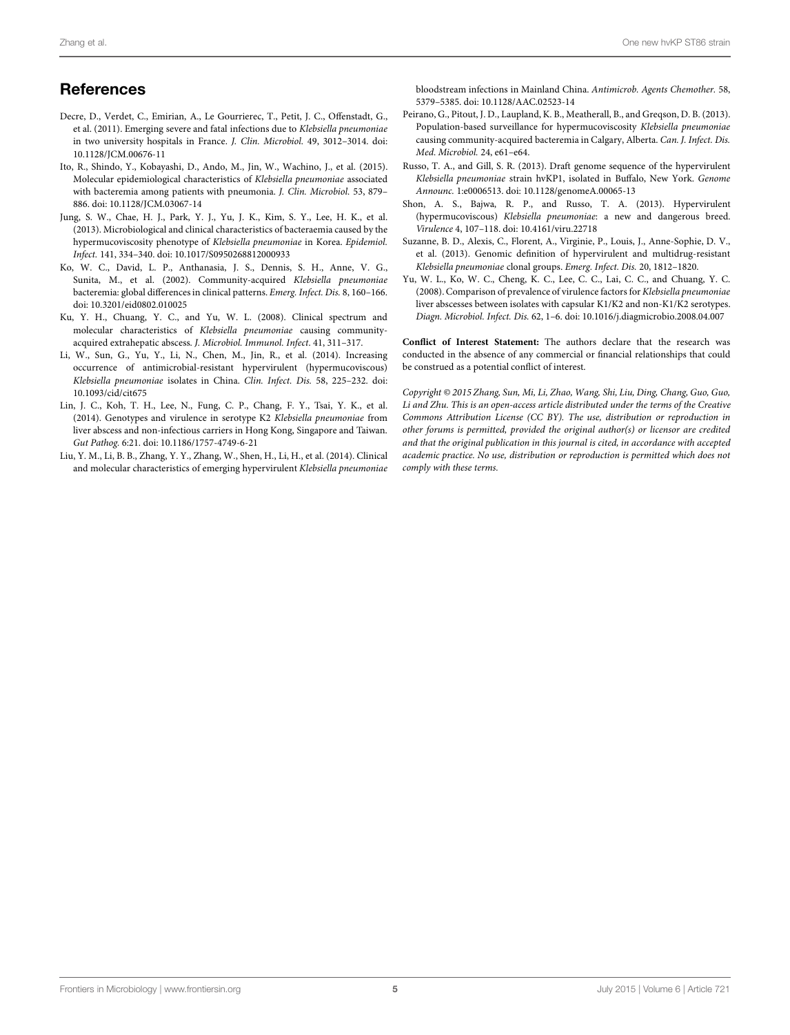## References

Decre, D., Verdet, C., Emirian, A., Le Gourrierec, T., Petit, J. C., Offenstadt, G., et al. (2011). Emerging severe and fatal infections due to *Klebsiella pneumoniae* in two university hospitals in France. *J. Clin. Microbiol.* 49, 3012–3014. doi: 10.1128/JCM.00676-11

Ito, R., Shindo, Y., Kobayashi, D., Ando, M., Jin, W., Wachino, J., et al. (2015). Molecular epidemiological characteristics of *Klebsiella pneumoniae* associated with bacteremia among patients with pneumonia. *J. Clin. Microbiol.* 53, 879–886. doi: 10.1128/JCM.03067-14

Jung, S. W., Chae, H. J., Park, Y. J., Yu, J. K., Kim, S. Y., Lee, H. K., et al. (2013). Microbiological and clinical characteristics of bacteraemia caused by the hypermucoviscosity phenotype of *Klebsiella pneumoniae* in Korea. *Epidemiol. Infect.* 141, 334–340. doi: 10.1017/S0950268812000933

Ko, W. C., David, L. P., Anthanasia, J. S., Dennis, S. H., Anne, V. G., Sunita, M., et al. (2002). Community-acquired *Klebsiella pneumoniae* bacteremia: global differences in clinical patterns. *Emerg. Infect. Dis.* 8, 160–166. doi: 10.3201/eid0802.010025

Ku, Y. H., Chuang, Y. C., and Yu, W. L. (2008). Clinical spectrum and molecular characteristics of *Klebsiella pneumoniae* causing community-acquired extrahepatic abscess. *J. Microbiol. Immunol. Infect*. 41, 311–317.

Li, W., Sun, G., Yu, Y., Li, N., Chen, M., Jin, R., et al. (2014). Increasing occurrence of antimicrobial-resistant hypervirulent (hypermucoviscous) *Klebsiella pneumoniae* isolates in China. *Clin. Infect. Dis.* 58, 225–232. doi: 10.1093/cid/cit675

Lin, J. C., Koh, T. H., Lee, N., Fung, C. P., Chang, F. Y., Tsai, Y. K., et al. (2014). Genotypes and virulence in serotype K2 *Klebsiella pneumoniae* from liver abscess and non-infectious carriers in Hong Kong, Singapore and Taiwan. *Gut Pathog.* 6:21. doi: 10.1186/1757-4749-6-21

Liu, Y. M., Li, B. B., Zhang, Y. Y., Zhang, W., Shen, H., Li, H., et al. (2014). Clinical and molecular characteristics of emerging hypervirulent *Klebsiella pneumoniae* bloodstream infections in Mainland China. *Antimicrob. Agents Chemother.* 58, 5379–5385. doi: 10.1128/AAC.02523-14

Peirano, G., Pitout, J. D., Laupland, K. B., Meatherall, B., and Greqson, D. B. (2013). Population-based surveillance for hypermucoviscosity *Klebsiella pneumoniae* causing community-acquired bacteremia in Calgary, Alberta. *Can. J. Infect. Dis. Med. Microbiol.* 24, e61–e64.

Russo, T. A., and Gill, S. R. (2013). Draft genome sequence of the hypervirulent *Klebsiella pneumoniae* strain hvKP1, isolated in Buffalo, New York. *Genome Announc.* 1:e0006513. doi: 10.1128/genomeA.00065-13

Shon, A. S., Bajwa, R. P., and Russo, T. A. (2013). Hypervirulent (hypermucoviscous) *Klebsiella pneumoniae*: a new and dangerous breed. *Virulence* 4, 107–118. doi: 10.4161/viru.22718

Suzanne, B. D., Alexis, C., Florent, A., Virginie, P., Louis, J., Anne-Sophie, D. V., et al. (2013). Genomic definition of hypervirulent and multidrug-resistant *Klebsiella pneumoniae* clonal groups. *Emerg. Infect. Dis.* 20, 1812–1820.

Yu, W. L., Ko, W. C., Cheng, K. C., Lee, C. C., Lai, C. C., and Chuang, Y. C. (2008). Comparison of prevalence of virulence factors for *Klebsiella pneumoniae* liver abscesses between isolates with capsular K1/K2 and non-K1/K2 serotypes. *Diagn. Microbiol. Infect. Dis.* 62, 1–6. doi: 10.1016/j.diagmicrobio.2008.04.007

**Conflict of Interest Statement:** The authors declare that the research was conducted in the absence of any commercial or financial relationships that could be construed as a potential conflict of interest.

*Copyright © 2015 Zhang, Sun, Mi, Li, Zhao, Wang, Shi, Liu, Ding, Chang, Guo, Guo, Li and Zhu. This is an open-access article distributed under the terms of the Creative Commons Attribution License (CC BY). The use, distribution or reproduction in other forums is permitted, provided the original author(s) or licensor are credited and that the original publication in this journal is cited, in accordance with accepted academic practice. No use, distribution or reproduction is permitted which does not comply with these terms.*